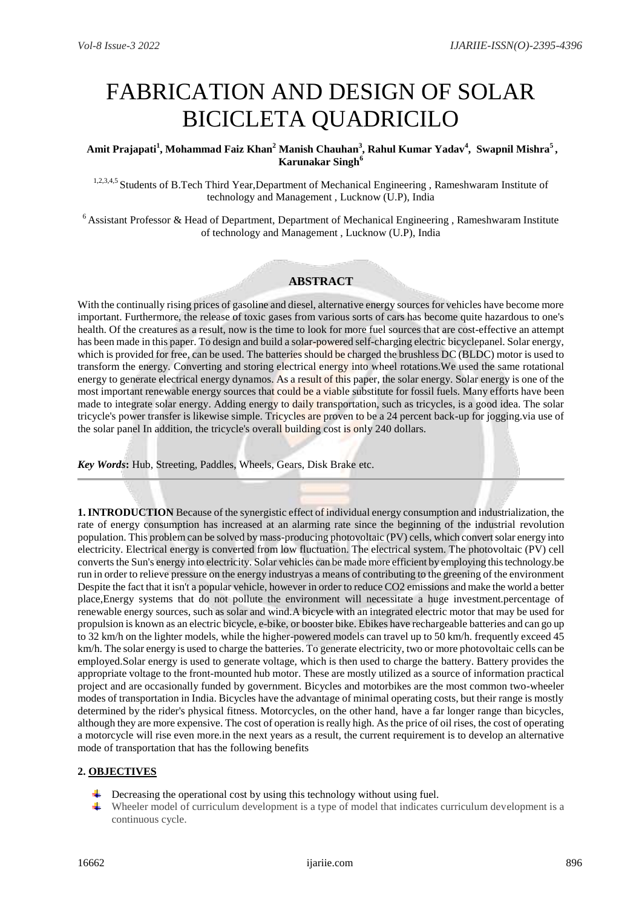# FABRICATION AND DESIGN OF SOLAR BICICLETA QUADRICILO

**Amit Prajapati[1], Mohammad Faiz Khan[2] Manish Chauhan[3], Rahul Kumar Yadav[4], Swapnil Mishra[5], Karunakar Singh[6]**

[1,2,3,4,5] Students of B.Tech Third Year,Department of Mechanical Engineering , Rameshwaram Institute of technology and Management , Lucknow (U.P), India

[6] Assistant Professor & Head of Department, Department of Mechanical Engineering , Rameshwaram Institute of technology and Management , Lucknow (U.P), India

## ABSTRACT

With the continually rising prices of gasoline and diesel, alternative energy sources for vehicles have become more important. Furthermore, the release of toxic gases from various sorts of cars has become quite hazardous to one's health. Of the creatures as a result, now is the time to look for more fuel sources that are cost-effective an attempt has been made in this paper. To design and build a solar-powered self-charging electric bicyclepanel. Solar energy, which is provided for free, can be used. The batteries should be charged the brushless DC (BLDC) motor is used to transform the energy. Converting and storing electrical energy into wheel rotations.We used the same rotational energy to generate electrical energy dynamos. As a result of this paper, the solar energy. Solar energy is one of the most important renewable energy sources that could be a viable substitute for fossil fuels. Many efforts have been made to integrate solar energy. Adding energy to daily transportation, such as tricycles, is a good idea. The solar tricycle's power transfer is likewise simple. Tricycles are proven to be a 24 percent back-up for jogging.via use of the solar panel In addition, the tricycle's overall building cost is only 240 dollars.

***Key Words*:** Hub, Streeting, Paddles, Wheels, Gears, Disk Brake etc.

**1. INTRODUCTION** Because of the synergistic effect of individual energy consumption and industrialization, the rate of energy consumption has increased at an alarming rate since the beginning of the industrial revolution population. This problem can be solved by mass-producing photovoltaic (PV) cells, which convert solar energy into electricity. Electrical energy is converted from low fluctuation. The electrical system. The photovoltaic (PV) cell converts the Sun's energy into electricity. Solar vehicles can be made more efficient by employing this technology.be run in order to relieve pressure on the energy industryas a means of contributing to the greening of the environment Despite the fact that it isn't a popular vehicle, however in order to reduce CO2 emissions and make the world a better place,Energy systems that do not pollute the environment will necessitate a huge investment.percentage of renewable energy sources, such as solar and wind.A bicycle with an integrated electric motor that may be used for propulsion is known as an electric bicycle, e-bike, or booster bike. Ebikes have rechargeable batteries and can go up to 32 km/h on the lighter models, while the higher-powered models can travel up to 50 km/h. frequently exceed 45 km/h. The solar energy is used to charge the batteries. To generate electricity, two or more photovoltaic cells can be employed.Solar energy is used to generate voltage, which is then used to charge the battery. Battery provides the appropriate voltage to the front-mounted hub motor. These are mostly utilized as a source of information practical project and are occasionally funded by government. Bicycles and motorbikes are the most common two-wheeler modes of transportation in India. Bicycles have the advantage of minimal operating costs, but their range is mostly determined by the rider's physical fitness. Motorcycles, on the other hand, have a far longer range than bicycles, although they are more expensive. The cost of operation is really high. As the price of oil rises, the cost of operating a motorcycle will rise even more.in the next years as a result, the current requirement is to develop an alternative mode of transportation that has the following benefits

## 2. OBJECTIVES

- Decreasing the operational cost by using this technology without using fuel.
- Wheeler model of curriculum development is a type of model that indicates curriculum development is a continuous cycle.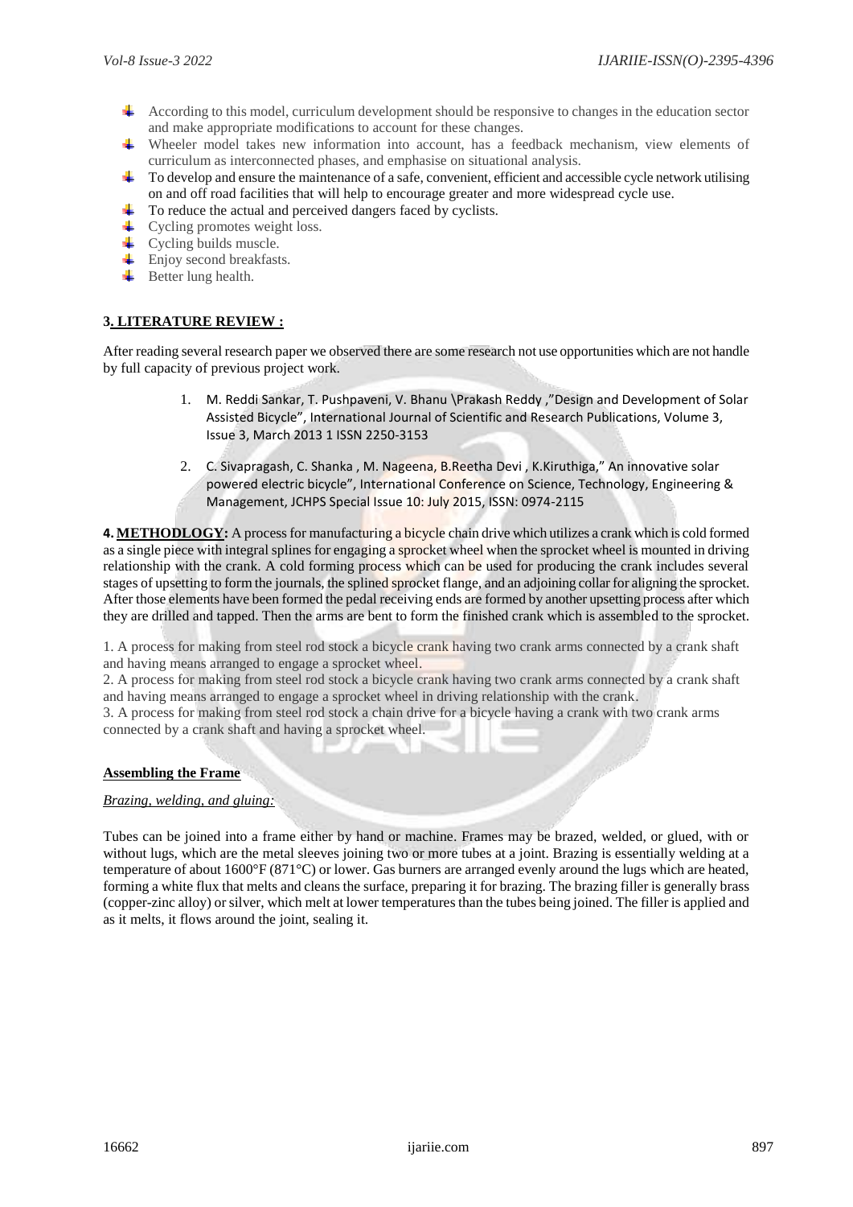- According to this model, curriculum development should be responsive to changes in the education sector and make appropriate modifications to account for these changes.
- Wheeler model takes new information into account, has a feedback mechanism, view elements of curriculum as interconnected phases, and emphasise on situational analysis.
- To develop and ensure the maintenance of a safe, convenient, efficient and accessible cycle network utilising on and off road facilities that will help to encourage greater and more widespread cycle use.
- To reduce the actual and perceived dangers faced by cyclists.
- Cycling promotes weight loss.
- Cycling builds muscle.
- Enjoy second breakfasts.
- Better lung health.

## **3. LITERATURE REVIEW :**

After reading several research paper we observed there are some research not use opportunities which are not handle by full capacity of previous project work.

1. M. Reddi Sankar, T. Pushpaveni, V. Bhanu \Prakash Reddy ,"Design and Development of Solar Assisted Bicycle", International Journal of Scientific and Research Publications, Volume 3, Issue 3, March 2013 1 ISSN 2250-3153
2. C. Sivapragash, C. Shanka , M. Nageena, B.Reetha Devi , K.Kiruthiga," An innovative solar powered electric bicycle", International Conference on Science, Technology, Engineering & Management, JCHPS Special Issue 10: July 2015, ISSN: 0974-2115

**4. METHODLOGY:** A process for manufacturing a bicycle chain drive which utilizes a crank which is cold formed as a single piece with integral splines for engaging a sprocket wheel when the sprocket wheel is mounted in driving relationship with the crank. A cold forming process which can be used for producing the crank includes several stages of upsetting to form the journals, the splined sprocket flange, and an adjoining collar for aligning the sprocket. After those elements have been formed the pedal receiving ends are formed by another upsetting process after which they are drilled and tapped. Then the arms are bent to form the finished crank which is assembled to the sprocket.

1. A process for making from steel rod stock a bicycle crank having two crank arms connected by a crank shaft and having means arranged to engage a sprocket wheel.
2. A process for making from steel rod stock a bicycle crank having two crank arms connected by a crank shaft and having means arranged to engage a sprocket wheel in driving relationship with the crank.
3. A process for making from steel rod stock a chain drive for a bicycle having a crank with two crank arms connected by a crank shaft and having a sprocket wheel.

### **Assembling the Frame**

*Brazing, welding, and gluing:*

Tubes can be joined into a frame either by hand or machine. Frames may be brazed, welded, or glued, with or without lugs, which are the metal sleeves joining two or more tubes at a joint. Brazing is essentially welding at a temperature of about 1600°F (871°C) or lower. Gas burners are arranged evenly around the lugs which are heated, forming a white flux that melts and cleans the surface, preparing it for brazing. The brazing filler is generally brass (copper-zinc alloy) or silver, which melt at lower temperatures than the tubes being joined. The filler is applied and as it melts, it flows around the joint, sealing it.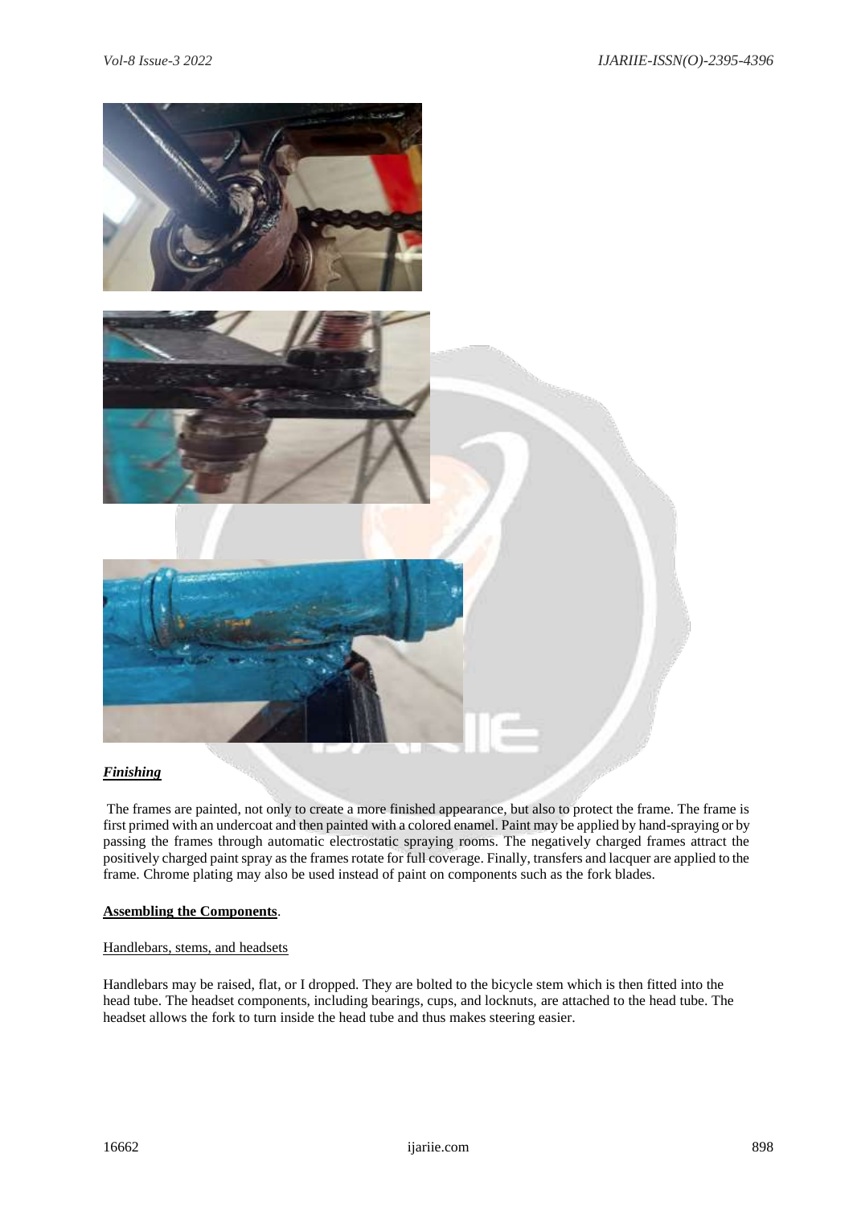***Finishing***

The frames are painted, not only to create a more finished appearance, but also to protect the frame. The frame is first primed with an undercoat and then painted with a colored enamel. Paint may be applied by hand-spraying or by passing the frames through automatic electrostatic spraying rooms. The negatively charged frames attract the positively charged paint spray as the frames rotate for full coverage. Finally, transfers and lacquer are applied to the frame. Chrome plating may also be used instead of paint on components such as the fork blades.

**Assembling the Components**.

Handlebars, stems, and headsets

Handlebars may be raised, flat, or I dropped. They are bolted to the bicycle stem which is then fitted into the head tube. The headset components, including bearings, cups, and locknuts, are attached to the head tube. The headset allows the fork to turn inside the head tube and thus makes steering easier.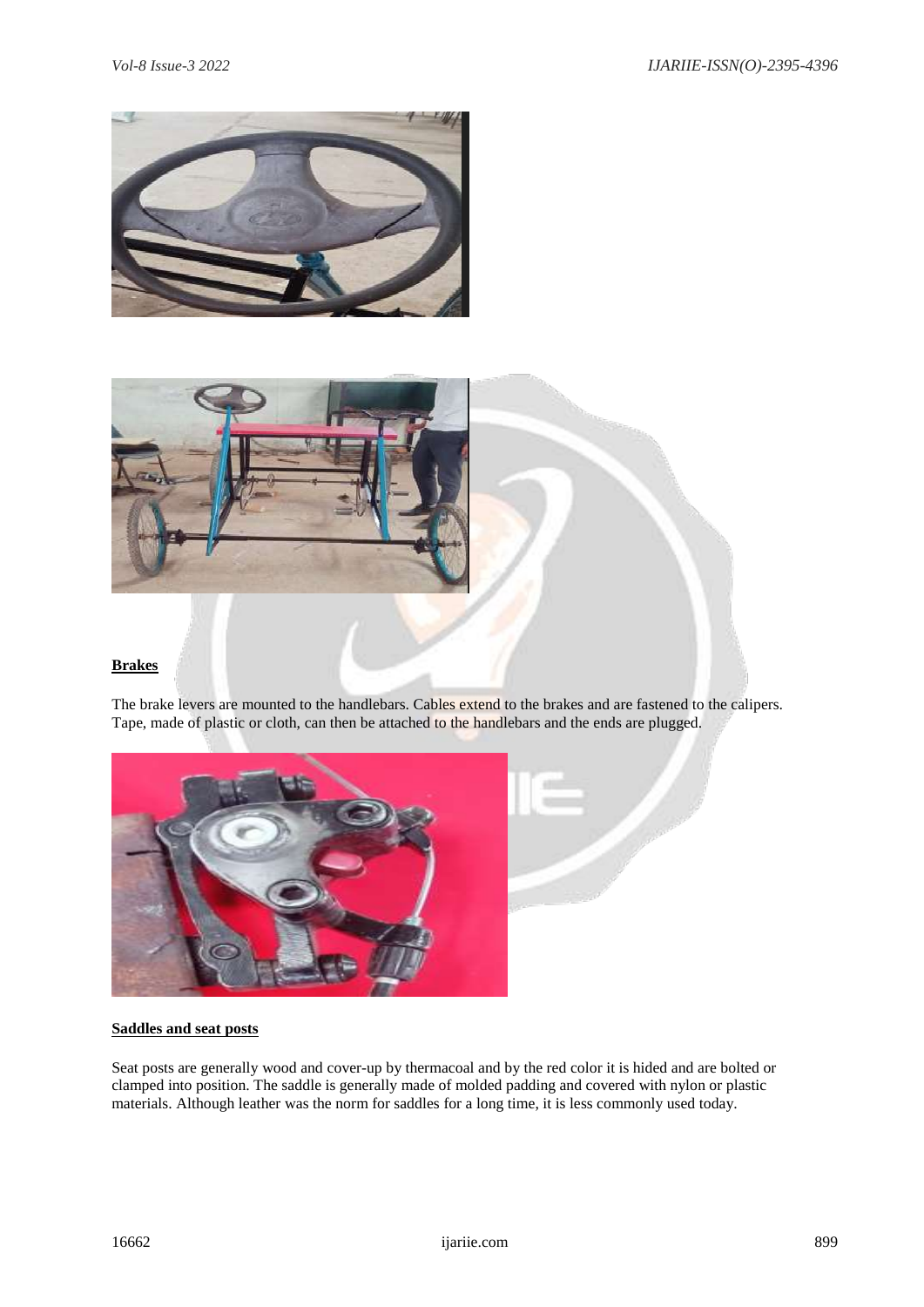**Brakes**

The brake levers are mounted to the handlebars. Cables extend to the brakes and are fastened to the calipers. Tape, made of plastic or cloth, can then be attached to the handlebars and the ends are plugged.

**Saddles and seat posts**

Seat posts are generally wood and cover-up by thermacoal and by the red color it is hided and are bolted or clamped into position. The saddle is generally made of molded padding and covered with nylon or plastic materials. Although leather was the norm for saddles for a long time, it is less commonly used today.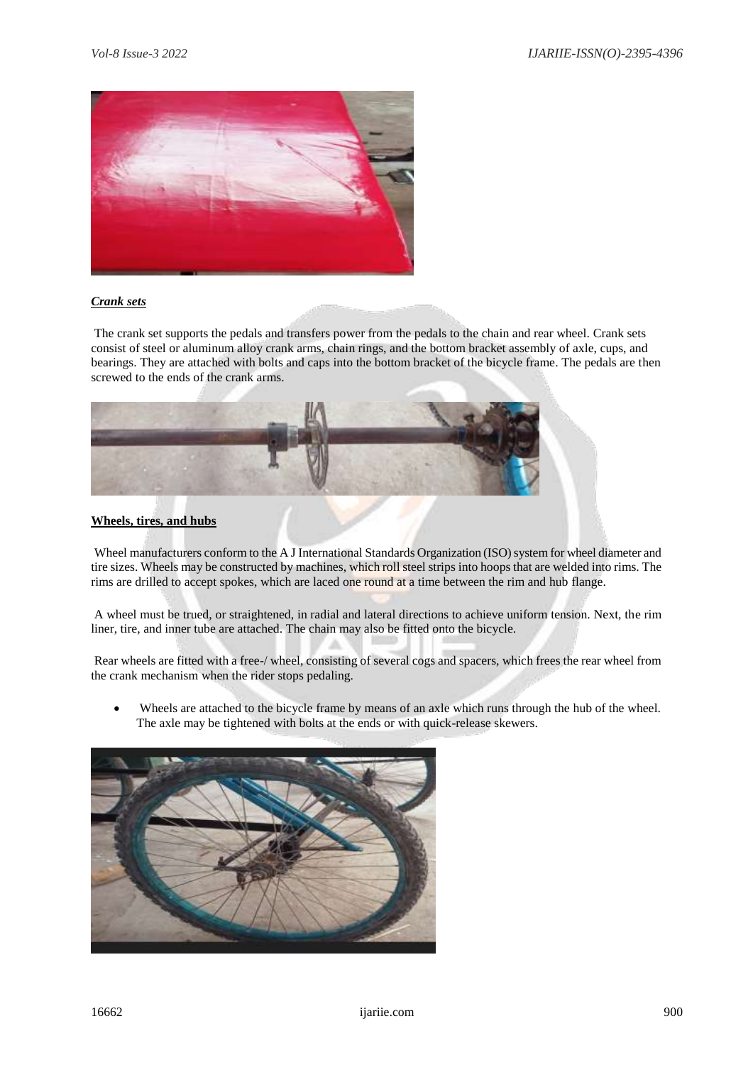***Crank sets***

The crank set supports the pedals and transfers power from the pedals to the chain and rear wheel. Crank sets consist of steel or aluminum alloy crank arms, chain rings, and the bottom bracket assembly of axle, cups, and bearings. They are attached with bolts and caps into the bottom bracket of the bicycle frame. The pedals are then screwed to the ends of the crank arms.

**Wheels, tires, and hubs**

Wheel manufacturers conform to the A J International Standards Organization (ISO) system for wheel diameter and tire sizes. Wheels may be constructed by machines, which roll steel strips into hoops that are welded into rims. The rims are drilled to accept spokes, which are laced one round at a time between the rim and hub flange.

A wheel must be trued, or straightened, in radial and lateral directions to achieve uniform tension. Next, the rim liner, tire, and inner tube are attached. The chain may also be fitted onto the bicycle.

Rear wheels are fitted with a free-/ wheel, consisting of several cogs and spacers, which frees the rear wheel from the crank mechanism when the rider stops pedaling.

- Wheels are attached to the bicycle frame by means of an axle which runs through the hub of the wheel. The axle may be tightened with bolts at the ends or with quick-release skewers.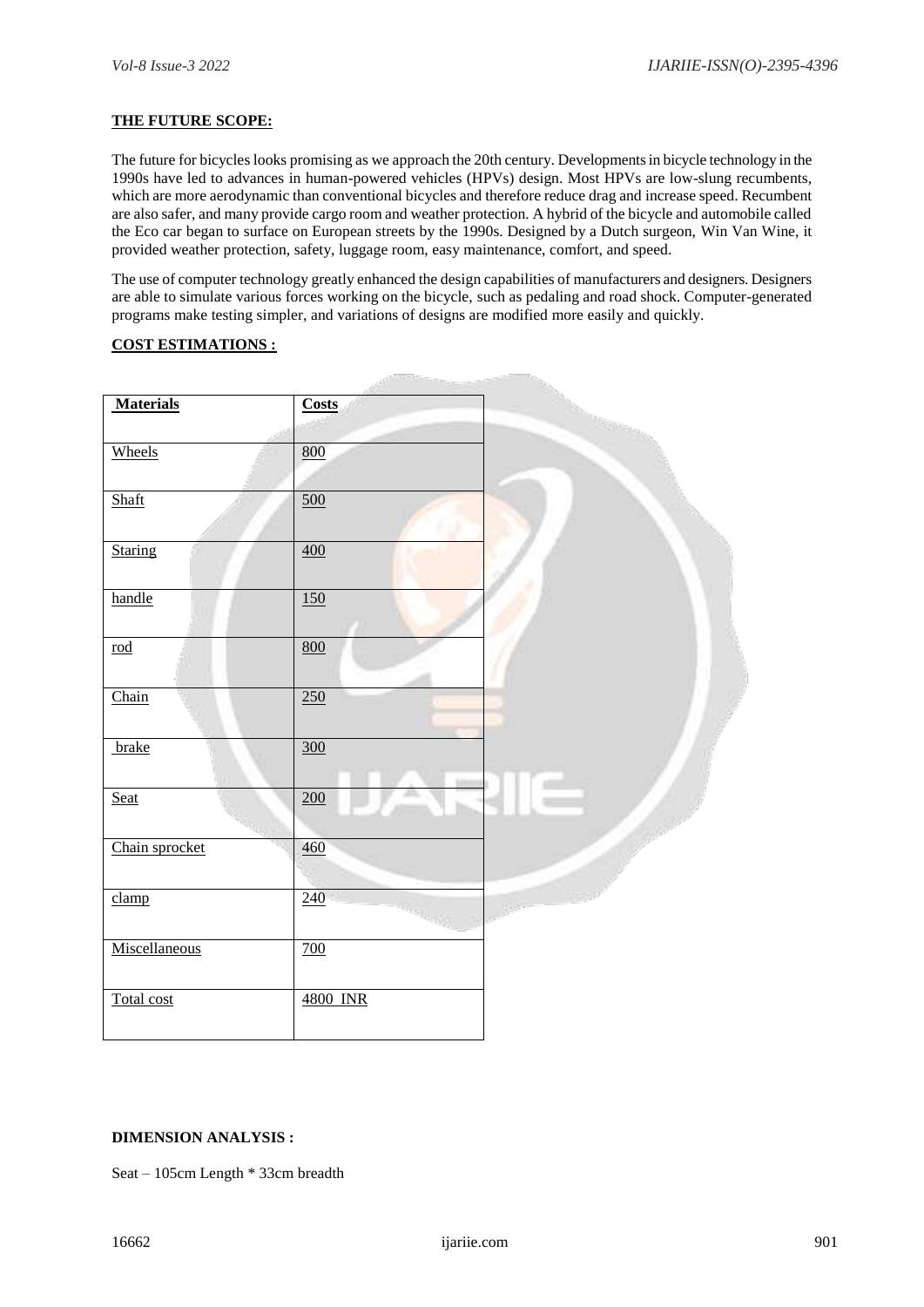**THE FUTURE SCOPE:**

The future for bicycles looks promising as we approach the 20th century. Developments in bicycle technology in the 1990s have led to advances in human-powered vehicles (HPVs) design. Most HPVs are low-slung recumbents, which are more aerodynamic than conventional bicycles and therefore reduce drag and increase speed. Recumbent are also safer, and many provide cargo room and weather protection. A hybrid of the bicycle and automobile called the Eco car began to surface on European streets by the 1990s. Designed by a Dutch surgeon, Win Van Wine, it provided weather protection, safety, luggage room, easy maintenance, comfort, and speed.

The use of computer technology greatly enhanced the design capabilities of manufacturers and designers. Designers are able to simulate various forces working on the bicycle, such as pedaling and road shock. Computer-generated programs make testing simpler, and variations of designs are modified more easily and quickly.

**COST ESTIMATIONS :**

| Materials | Costs |
|---|---|
| Wheels | 800 |
| Shaft | 500 |
| Staring | 400 |
| handle | 150 |
| rod | 800 |
| Chain | 250 |
| brake | 300 |
| Seat | 200 |
| Chain sprocket | 460 |
| clamp | 240 |
| Miscellaneous | 700 |
| Total cost | 4800 INR |

**DIMENSION ANALYSIS :**

Seat – 105cm Length * 33cm breadth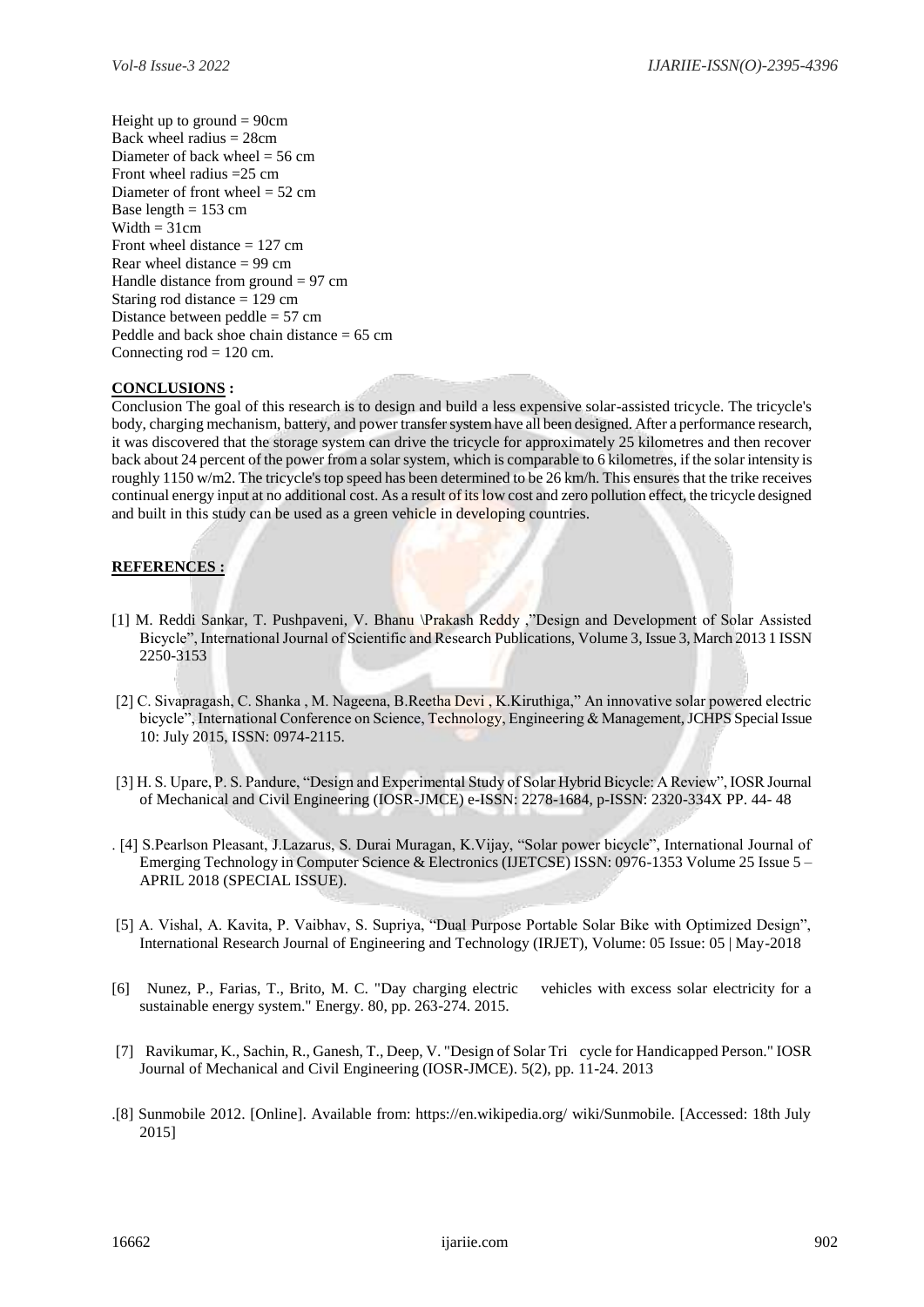Height up to ground = 90cm
Back wheel radius = 28cm
Diameter of back wheel = 56 cm
Front wheel radius =25 cm
Diameter of front wheel = 52 cm
Base length = 153 cm
Width = 31cm
Front wheel distance = 127 cm
Rear wheel distance = 99 cm
Handle distance from ground = 97 cm
Staring rod distance = 129 cm
Distance between peddle = 57 cm
Peddle and back shoe chain distance = 65 cm
Connecting rod = 120 cm.

## CONCLUSIONS :

Conclusion The goal of this research is to design and build a less expensive solar-assisted tricycle. The tricycle's body, charging mechanism, battery, and power transfer system have all been designed. After a performance research, it was discovered that the storage system can drive the tricycle for approximately 25 kilometres and then recover back about 24 percent of the power from a solar system, which is comparable to 6 kilometres, if the solar intensity is roughly 1150 w/m2. The tricycle's top speed has been determined to be 26 km/h. This ensures that the trike receives continual energy input at no additional cost. As a result of its low cost and zero pollution effect, the tricycle designed and built in this study can be used as a green vehicle in developing countries.

## REFERENCES :

[1] M. Reddi Sankar, T. Pushpaveni, V. Bhanu \Prakash Reddy ,"Design and Development of Solar Assisted Bicycle", International Journal of Scientific and Research Publications, Volume 3, Issue 3, March 2013 1 ISSN 2250-3153

[2] C. Sivapragash, C. Shanka , M. Nageena, B.Reetha Devi , K.Kiruthiga," An innovative solar powered electric bicycle", International Conference on Science, Technology, Engineering & Management, JCHPS Special Issue 10: July 2015, ISSN: 0974-2115.

[3] H. S. Upare, P. S. Pandure, "Design and Experimental Study of Solar Hybrid Bicycle: A Review", IOSR Journal of Mechanical and Civil Engineering (IOSR-JMCE) e-ISSN: 2278-1684, p-ISSN: 2320-334X PP. 44- 48

. [4] S.Pearlson Pleasant, J.Lazarus, S. Durai Muragan, K.Vijay, "Solar power bicycle", International Journal of Emerging Technology in Computer Science & Electronics (IJETCSE) ISSN: 0976-1353 Volume 25 Issue 5 – APRIL 2018 (SPECIAL ISSUE).

[5] A. Vishal, A. Kavita, P. Vaibhav, S. Supriya, "Dual Purpose Portable Solar Bike with Optimized Design", International Research Journal of Engineering and Technology (IRJET), Volume: 05 Issue: 05 | May-2018

[6] Nunez, P., Farias, T., Brito, M. C. "Day charging electric vehicles with excess solar electricity for a sustainable energy system." Energy. 80, pp. 263-274. 2015.

[7] Ravikumar, K., Sachin, R., Ganesh, T., Deep, V. "Design of Solar Tri cycle for Handicapped Person." IOSR Journal of Mechanical and Civil Engineering (IOSR-JMCE). 5(2), pp. 11-24. 2013

.[8] Sunmobile 2012. [Online]. Available from: https://en.wikipedia.org/ wiki/Sunmobile. [Accessed: 18th July 2015]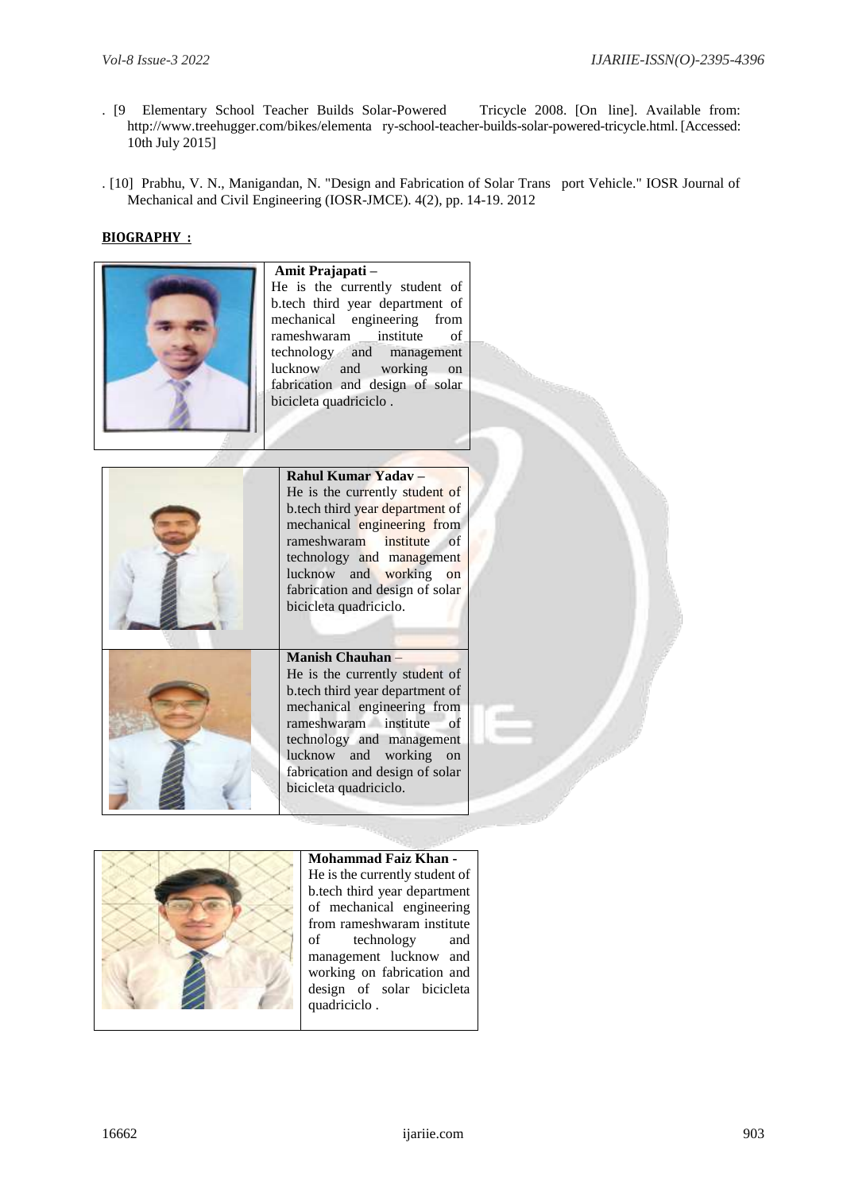. [9 Elementary School Teacher Builds Solar-Powered Tricycle 2008. [On line]. Available from: http://www.treehugger.com/bikes/elementa ry-school-teacher-builds-solar-powered-tricycle.html. [Accessed: 10th July 2015]

. [10] Prabhu, V. N., Manigandan, N. "Design and Fabrication of Solar Trans port Vehicle." IOSR Journal of Mechanical and Civil Engineering (IOSR-JMCE). 4(2), pp. 14-19. 2012

**BIOGRAPHY :**

**Amit Prajapati –**
He is the currently student of b.tech third year department of mechanical engineering from rameshwaram institute of technology and management lucknow and working on fabrication and design of solar bicicleta quadriciclo .

**Rahul Kumar Yadav –**
He is the currently student of b.tech third year department of mechanical engineering from rameshwaram institute of technology and management lucknow and working on fabrication and design of solar bicicleta quadriciclo.

**Manish Chauhan** –
He is the currently student of b.tech third year department of mechanical engineering from rameshwaram institute of technology and management lucknow and working on fabrication and design of solar bicicleta quadriciclo.

**Mohammad Faiz Khan -**
He is the currently student of b.tech third year department of mechanical engineering from rameshwaram institute of technology and management lucknow and working on fabrication and design of solar bicicleta quadriciclo .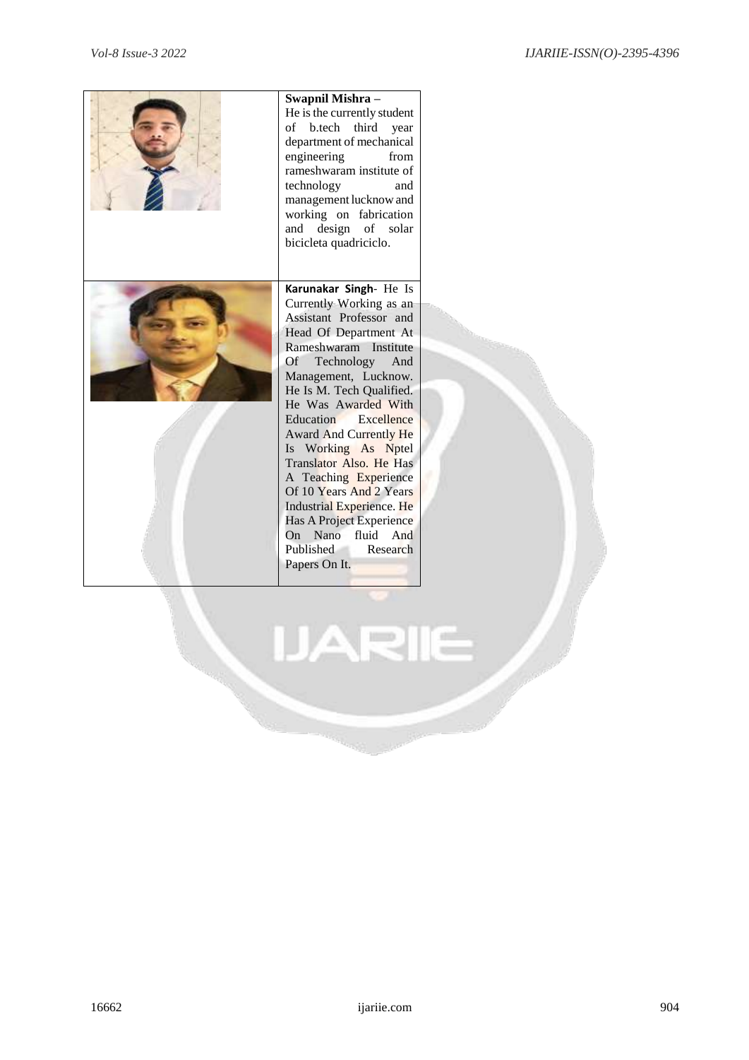| | |
|---|---|
| | **Swapnil Mishra** – He is the currently student of b.tech third year department of mechanical engineering from rameshwaram institute of technology and management lucknow and working on fabrication and design of solar bicicleta quadriciclo. |
| | **Karunakar Singh**- He Is Currently Working as an Assistant Professor and Head Of Department At Rameshwaram Institute Of Technology And Management, Lucknow. He Is M. Tech Qualified. He Was Awarded With Education Excellence Award And Currently He Is Working As Nptel Translator Also. He Has A Teaching Experience Of 10 Years And 2 Years Industrial Experience. He Has A Project Experience On Nano fluid And Published Research Papers On It. |